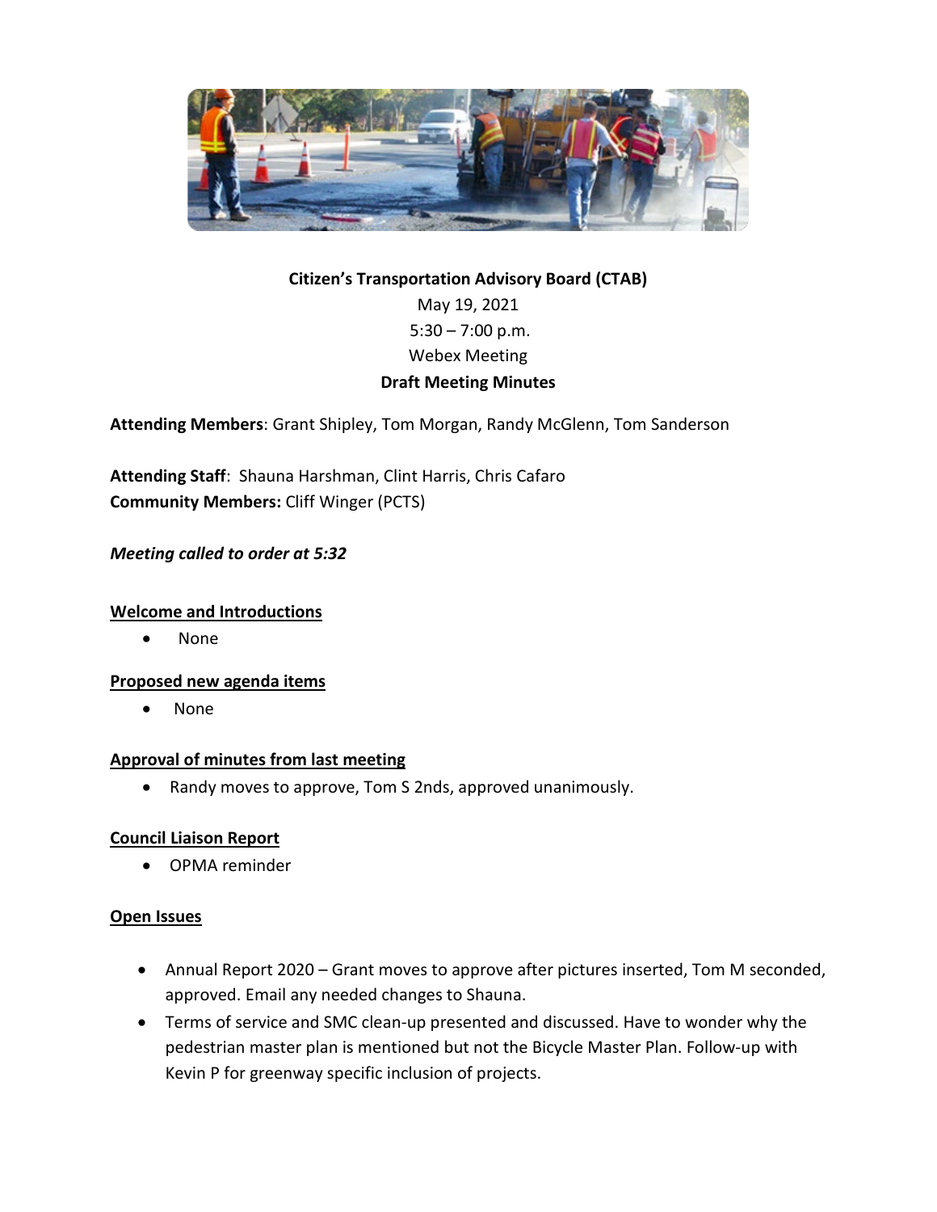**Citizen's Transportation Advisory Board (CTAB)**

May 19, 2021

5:30 – 7:00 p.m.

Webex Meeting

**Draft Meeting Minutes**

**Attending Members**: Grant Shipley, Tom Morgan, Randy McGlenn, Tom Sanderson

**Attending Staff**: Shauna Harshman, Clint Harris, Chris Cafaro

**Community Members:** Cliff Winger (PCTS)

***Meeting called to order at 5:32***

**Welcome and Introductions**

- None

**Proposed new agenda items**

- None

**Approval of minutes from last meeting**

- Randy moves to approve, Tom S 2nds, approved unanimously.

**Council Liaison Report**

- OPMA reminder

**Open Issues**

- Annual Report 2020 – Grant moves to approve after pictures inserted, Tom M seconded, approved. Email any needed changes to Shauna.
- Terms of service and SMC clean-up presented and discussed. Have to wonder why the pedestrian master plan is mentioned but not the Bicycle Master Plan. Follow-up with Kevin P for greenway specific inclusion of projects.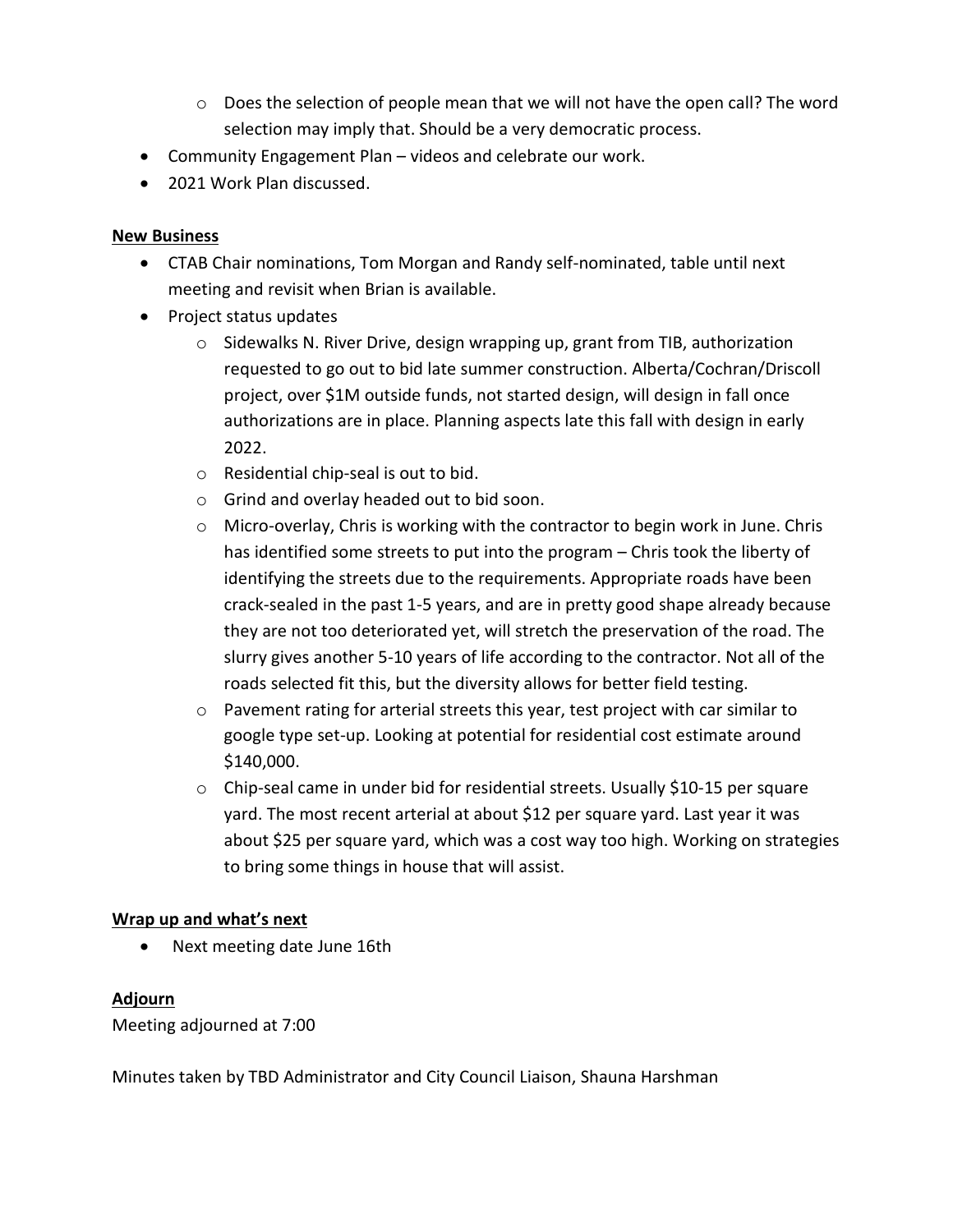- Does the selection of people mean that we will not have the open call? The word selection may imply that. Should be a very democratic process.
- Community Engagement Plan – videos and celebrate our work.
- 2021 Work Plan discussed.

**New Business**

- CTAB Chair nominations, Tom Morgan and Randy self-nominated, table until next meeting and revisit when Brian is available.
- Project status updates
  - Sidewalks N. River Drive, design wrapping up, grant from TIB, authorization requested to go out to bid late summer construction. Alberta/Cochran/Driscoll project, over $1M outside funds, not started design, will design in fall once authorizations are in place. Planning aspects late this fall with design in early 2022.
  - Residential chip-seal is out to bid.
  - Grind and overlay headed out to bid soon.
  - Micro-overlay, Chris is working with the contractor to begin work in June. Chris has identified some streets to put into the program – Chris took the liberty of identifying the streets due to the requirements. Appropriate roads have been crack-sealed in the past 1-5 years, and are in pretty good shape already because they are not too deteriorated yet, will stretch the preservation of the road. The slurry gives another 5-10 years of life according to the contractor. Not all of the roads selected fit this, but the diversity allows for better field testing.
  - Pavement rating for arterial streets this year, test project with car similar to google type set-up. Looking at potential for residential cost estimate around $140,000.
  - Chip-seal came in under bid for residential streets. Usually $10-15 per square yard. The most recent arterial at about $12 per square yard. Last year it was about $25 per square yard, which was a cost way too high. Working on strategies to bring some things in house that will assist.

**Wrap up and what's next**

- Next meeting date June 16th

**Adjourn**

Meeting adjourned at 7:00

Minutes taken by TBD Administrator and City Council Liaison, Shauna Harshman